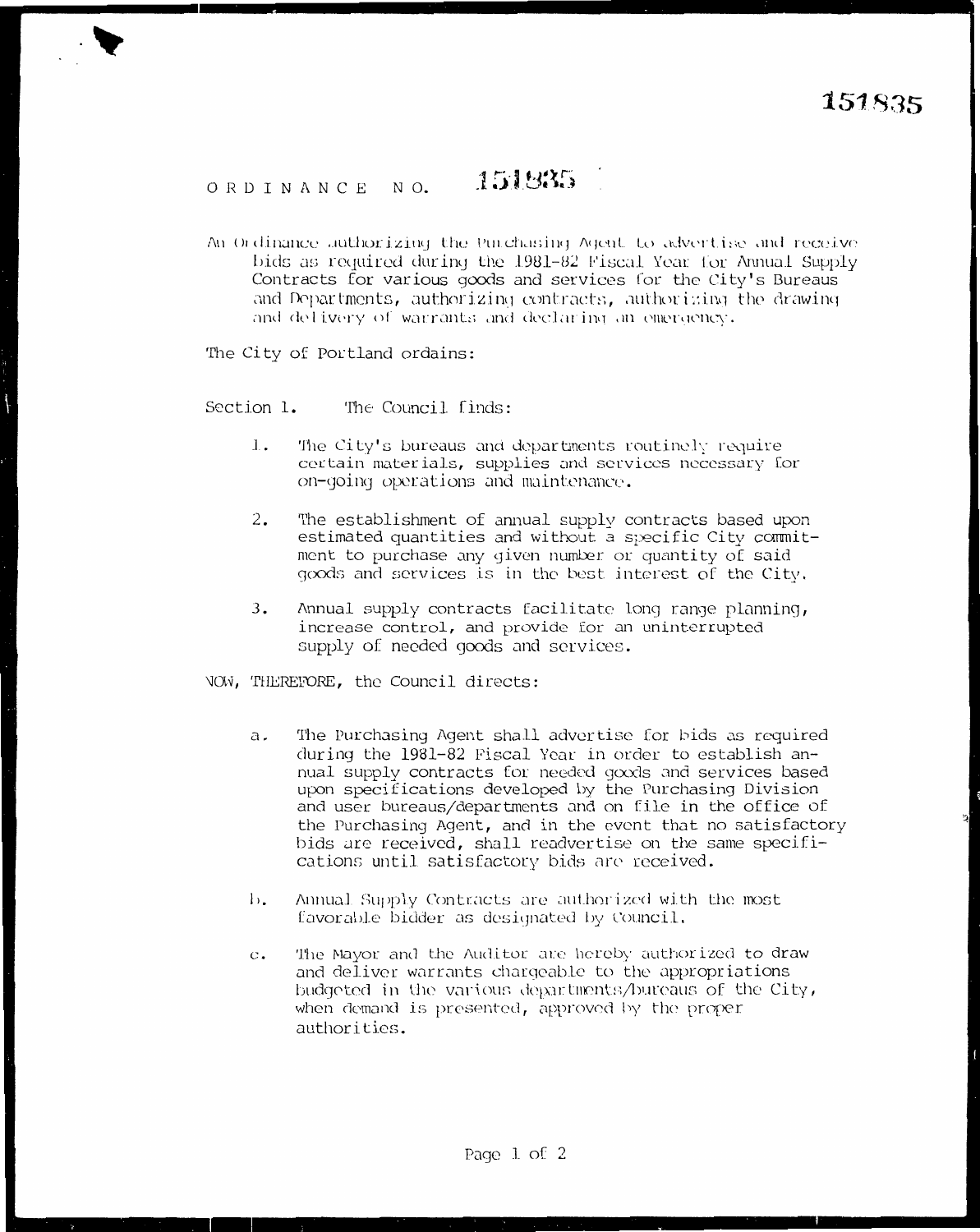151835

# ORDINANCE NO. 151835

An Ordinance authorizing the Purchasing Agent to advertise and receive bids as required during the 1981-82 Fiscal Year for Annual Supply Contracts for various goods and services for the City's Bureaus and Departments, authorizing contracts, authorizing the drawing and delivery of warrants and declaring an emergency.

The City of Portland ordains:

Section 1. The Council finds:

1. The City's bureaus and departments routinely require certain materials, supplies and services necessary for on-going operations and maintenance.

2. The establishment of annual supply contracts based upon estimated quantities and without a specific City commitment to purchase any given number or quantity of said goods and services is in the best interest of the City.

3. Annual supply contracts facilitate long range planning, increase control, and provide for an uninterrupted supply of needed goods and services.

NOW, THEREFORE, the Council directs:

a. The Purchasing Agent shall advertise for bids as required during the 1981-82 Fiscal Year in order to establish annual supply contracts for needed goods and services based upon specifications developed by the Purchasing Division and user bureaus/departments and on file in the office of the Purchasing Agent, and in the event that no satisfactory bids are received, shall readvertise on the same specifications until satisfactory bids are received.

b. Annual Supply Contracts are authorized with the most favorable bidder as designated by Council.

c. The Mayor and the Auditor are hereby authorized to draw and deliver warrants chargeable to the appropriations budgeted in the various departments/bureaus of the City, when demand is presented, approved by the proper authorities.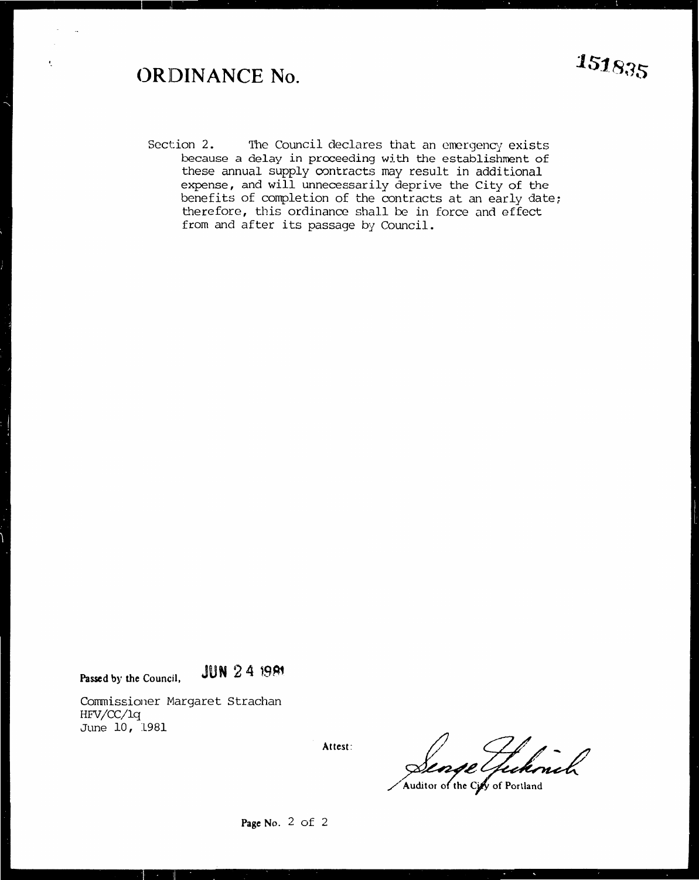# ORDINANCE No. 151835

Section 2. The Council declares that an emergency exists because a delay in proceeding with the establishment of these annual supply contracts may result in additional expense, and will unnecessarily deprive the City of the benefits of completion of the contracts at an early date; therefore, this ordinance shall be in force and effect from and after its passage by Council.

Passed by the Council, JUN 24 1981

Commissioner Margaret Strachan
HFV/CC/lq
June 10, 1981

Attest:

Auditor of the City of Portland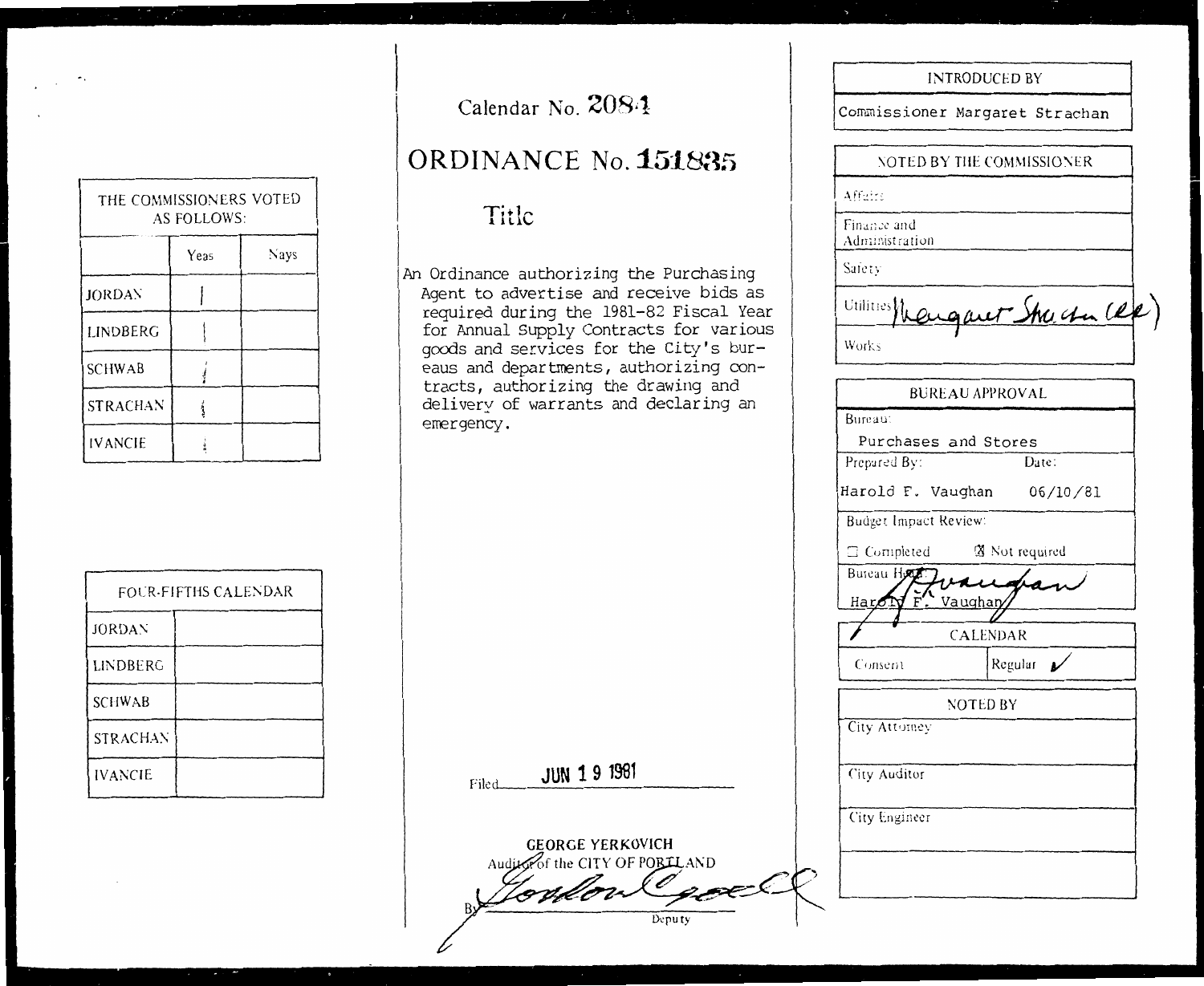| THE COMMISSIONERS VOTED AS FOLLOWS: | | |
|---|---|---|
| | Yeas | Nays |
| JORDAN | \| | |
| LINDBERG | \| | |
| SCHWAB | \| | |
| STRACHAN | \| | |
| IVANCIE | \| | |

| FOUR-FIFTHS CALENDAR | |
|---|---|
| JORDAN | |
| LINDBERG | |
| SCHWAB | |
| STRACHAN | |
| IVANCIE | |

Calendar No. 2084

# ORDINANCE No. 151835

## Title

An Ordinance authorizing the Purchasing Agent to advertise and receive bids as required during the 1981-82 Fiscal Year for Annual Supply Contracts for various goods and services for the City's bureaus and departments, authorizing contracts, authorizing the drawing and delivery of warrants and declaring an emergency.

Filed JUN 19 1981

GEORGE YERKOVICH
Auditor of the CITY OF PORTLAND

By *Gordon Cgoell*
Deputy

| INTRODUCED BY |
|---|
| Commissioner Margaret Strachan |

| NOTED BY THE COMMISSIONER | |
|---|---|
| Affairs | |
| Finance and Administration | |
| Safety | |
| Utilities | *Margaret Strachan (ek)* |
| Works | |

| BUREAU APPROVAL | |
|---|---|
| Bureau: Purchases and Stores | |
| Prepared By: Harold F. Vaughan | Date: 06/10/81 |
| Budget Impact Review: ☐ Completed | ☒ Not required |
| Bureau Head: *H F Vaughan* Harold F. Vaughan | |

| CALENDAR | |
|---|---|
| Consent | Regular ✓ |

| NOTED BY |
|---|
| City Attorney |
| City Auditor |
| City Engineer |
| |